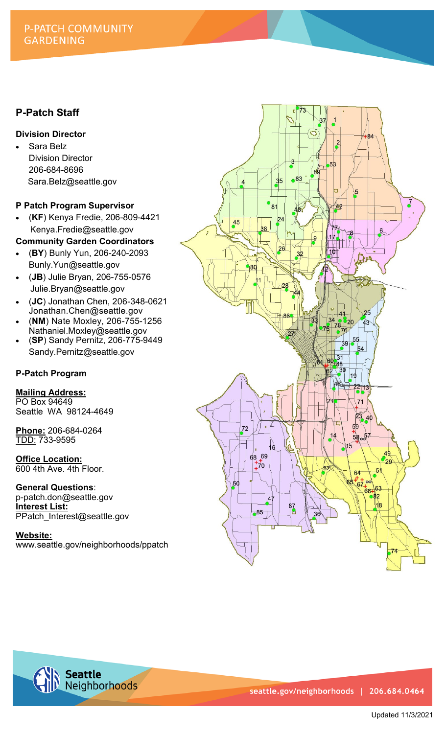# P-PATCH COMMUNITY GARDENING

## P-Patch Staff

### Division Director

- Sara Belz
  Division Director
  206-684-8696
  Sara.Belz@seattle.gov

### P Patch Program Supervisor

- (**KF**) Kenya Fredie, 206-809-4421
  Kenya.Fredie@seattle.gov

### Community Garden Coordinators

- (**BY**) Bunly Yun, 206-240-2093
  Bunly.Yun@seattle.gov
- (**JB**) Julie Bryan, 206-755-0576
  Julie.Bryan@seattle.gov
- (**JC**) Jonathan Chen, 206-348-0621
  Jonathan.Chen@seattle.gov
- (**NM**) Nate Moxley, 206-755-1256
  Nathaniel.Moxley@seattle.gov
- (**SP**) Sandy Pernitz, 206-775-9449
  Sandy.Pernitz@seattle.gov

### P-Patch Program

**Mailing Address:**
PO Box 94649
Seattle WA 98124-4649

**Phone:** 206-684-0264
TDD: 733-9595

**Office Location:**
600 4th Ave. 4th Floor.

**General Questions**:
p-patch.don@seattle.gov
**Interest List:**
PPatch_Interest@seattle.gov

**Website:**
www.seattle.gov/neighborhoods/ppatch

Seattle Neighborhoods

seattle.gov/neighborhoods | 206.684.0464

Updated 11/3/2021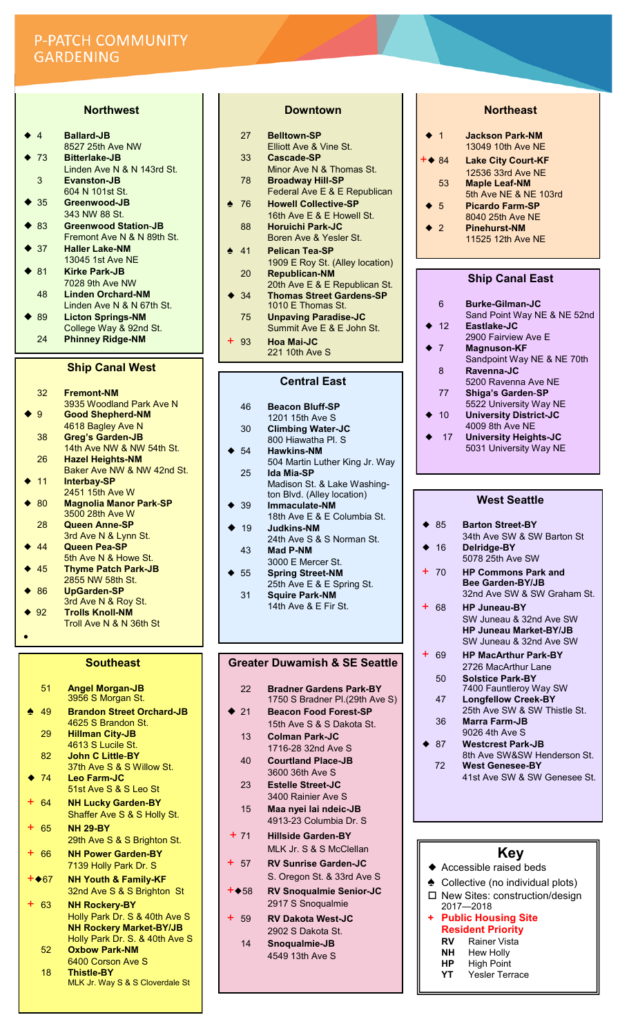# P-PATCH COMMUNITY GARDENING

## Northwest

- ◆ 4 **Ballard-JB** 8527 25th Ave NW
- ◆ 73 **Bitterlake-JB** Linden Ave N & N 143rd St.
- 3 **Evanston-JB** 604 N 101st St.
- ◆ 35 **Greenwood-JB** 343 NW 88 St.
- ◆ 83 **Greenwood Station-JB** Fremont Ave N & N 89th St.
- ◆ 37 **Haller Lake-NM** 13045 1st Ave NE
- ◆ 81 **Kirke Park-JB** 7028 9th Ave NW
- 48 **Linden Orchard-NM** Linden Ave N & N 67th St.
- ◆ 89 **Licton Springs-NM** College Way & 92nd St.
- 24 **Phinney Ridge-NM**

## Ship Canal West

- 32 **Fremont-NM** 3935 Woodland Park Ave N
- ◆ 9 **Good Shepherd-NM** 4618 Bagley Ave N
- 38 **Greg's Garden-JB** 14th Ave NW & NW 54th St.
- 26 **Hazel Heights-NM** Baker Ave NW & NW 42nd St.
- ◆ 11 **Interbay-SP** 2451 15th Ave W
- ◆ 80 **Magnolia Manor Park-SP** 3500 28th Ave W
- 28 **Queen Anne-SP** 3rd Ave N & Lynn St.
- ◆ 44 **Queen Pea-SP** 5th Ave N & Howe St.
- ◆ 45 **Thyme Patch Park-JB** 2855 NW 58th St.
- ◆ 86 **UpGarden-SP** 3rd Ave N & Roy St.
- ◆ 92 **Trolls Knoll-NM** Troll Ave N & N 36th St

## Southeast

- 51 **Angel Morgan-JB** 3956 S Morgan St.
- ♠ 49 **Brandon Street Orchard-JB** 4625 S Brandon St.
- 29 **Hillman City-JB** 4613 S Lucile St.
- 82 **John C Little-BY** 37th Ave S & S Willow St.
- ◆ 74 **Leo Farm-JC** 51st Ave S & S Leo St
- + 64 **NH Lucky Garden-BY** Shaffer Ave S & S Holly St.
- + 65 **NH 29-BY** 29th Ave S & S Brighton St.
- + 66 **NH Power Garden-BY** 7139 Holly Park Dr. S
- +◆67 **NH Youth & Family-KF** 32nd Ave S & S Brighton St
- + 63 **NH Rockery-BY** Holly Park Dr. S & 40th Ave S; **NH Rockery Market-BY/JB** Holly Park Dr. S. & 40th Ave S
- 52 **Oxbow Park-NM** 6400 Corson Ave S
- 18 **Thistle-BY** MLK Jr. Way S & S Cloverdale St

## Downtown

- 27 **Belltown-SP** Elliott Ave & Vine St.
- 33 **Cascade-SP** Minor Ave N & Thomas St.
- 78 **Broadway Hill-SP** Federal Ave E & E Republican
- ♠ 76 **Howell Collective-SP** 16th Ave E & E Howell St.
- 88 **Horuichi Park-JC** Boren Ave & Yesler St.
- ♠ 41 **Pelican Tea-SP** 1909 E Roy St. (Alley location)
- 20 **Republican-NM** 20th Ave E & E Republican St.
- ◆ 34 **Thomas Street Gardens-SP** 1010 E Thomas St.
- 75 **Unpaving Paradise-JC** Summit Ave E & E John St.
- + 93 **Hoa Mai-JC** 221 10th Ave S

## Central East

- 46 **Beacon Bluff-SP** 1201 15th Ave S
- 30 **Climbing Water-JC** 800 Hiawatha Pl. S
- ◆ 54 **Hawkins-NM** 504 Martin Luther King Jr. Way
- 25 **Ida Mia-SP** Madison St. & Lake Washington Blvd. (Alley location)
- ◆ 39 **Immaculate-NM** 18th Ave E & E Columbia St.
- ◆ 19 **Judkins-NM** 24th Ave S & S Norman St.
- 43 **Mad P-NM** 3000 E Mercer St.
- ◆ 55 **Spring Street-NM** 25th Ave E & E Spring St.
- 31 **Squire Park-NM** 14th Ave & E Fir St.

## Greater Duwamish & SE Seattle

- 22 **Bradner Gardens Park-BY** 1750 S Bradner Pl.(29th Ave S)
- ◆ 21 **Beacon Food Forest-SP** 15th Ave S & S Dakota St.
- 13 **Colman Park-JC** 1716-28 32nd Ave S
- 40 **Courtland Place-JB** 3600 36th Ave S
- 23 **Estelle Street-JC** 3400 Rainier Ave S
- 15 **Maa nyei lai ndeic-JB** 4913-23 Columbia Dr. S
- + 71 **Hillside Garden-BY** MLK Jr. S & S McClellan
- + 57 **RV Sunrise Garden-JC** S. Oregon St. & 33rd Ave S
- +◆58 **RV Snoqualmie Senior-JC** 2917 S Snoqualmie
- + 59 **RV Dakota West-JC** 2902 S Dakota St.
- 14 **Snoqualmie-JB** 4549 13th Ave S

## Northeast

- ◆ 1 **Jackson Park-NM** 13049 10th Ave NE
- +◆ 84 **Lake City Court-KF** 12536 33rd Ave NE
- 53 **Maple Leaf-NM** 5th Ave NE & NE 103rd
- ◆ 5 **Picardo Farm-SP** 8040 25th Ave NE
- ◆ 2 **Pinehurst-NM** 11525 12th Ave NE

## Ship Canal East

- 6 **Burke-Gilman-JC** Sand Point Way NE & NE 52nd
- ◆ 12 **Eastlake-JC** 2900 Fairview Ave E
- ◆ 7 **Magnuson-KF** Sandpoint Way NE & NE 70th
- 8 **Ravenna-JC** 5200 Ravenna Ave NE
- 77 **Shiga's Garden-SP** 5522 University Way NE
- ◆ 10 **University District-JC** 4009 8th Ave NE
- ◆ 17 **University Heights-JC** 5031 University Way NE

## West Seattle

- ◆ 85 **Barton Street-BY** 34th Ave SW & SW Barton St
- ◆ 16 **Delridge-BY** 5078 25th Ave SW
- + 70 **HP Commons Park and Bee Garden-BY/JB** 32nd Ave SW & SW Graham St.
- + 68 **HP Juneau-BY** SW Juneau & 32nd Ave SW; **HP Juneau Market-BY/JB** SW Juneau & 32nd Ave SW
- + 69 **HP MacArthur Park-BY** 2726 MacArthur Lane
- 50 **Solstice Park-BY** 7400 Fauntleroy Way SW
- 47 **Longfellow Creek-BY** 25th Ave SW & SW Thistle St.
- 36 **Marra Farm-JB** 9026 4th Ave S
- ◆ 87 **Westcrest Park-JB** 8th Ave SW&SW Henderson St.
- 72 **West Genesee-BY** 41st Ave SW & SW Genesee St.

## Key

- ◆ Accessible raised beds
- ♠ Collective (no individual plots)
- ☐ New Sites: construction/design 2017—2018
- **+ Public Housing Site Resident Priority**
  - **RV** Rainer Vista
  - **NH** Hew Holly
  - **HP** High Point
  - **YT** Yesler Terrace